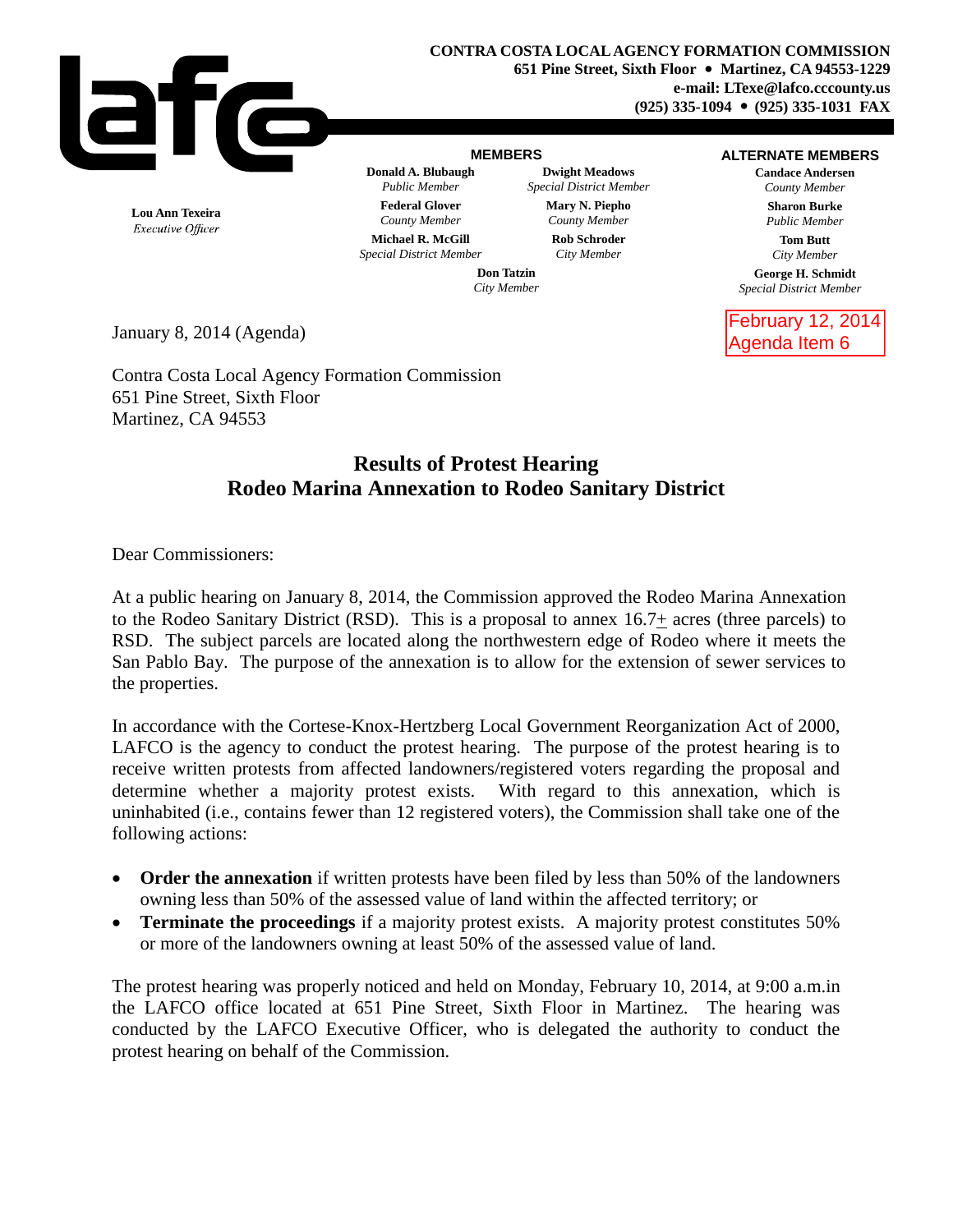**CONTRA COSTA LOCAL AGENCY FORMATION COMMISSION**
**651 Pine Street, Sixth Floor • Martinez, CA 94553-1229**
**e-mail: LTexe@lafco.cccounty.us**
**(925) 335-1094 • (925) 335-1031 FAX**

**Lou Ann Texeira**
*Executive Officer*

**MEMBERS**

**Donald A. Blubaugh**
*Public Member*

**Dwight Meadows**
*Special District Member*

**Federal Glover**
*County Member*

**Mary N. Piepho**
*County Member*

**Michael R. McGill**
*Special District Member*

**Rob Schroder**
*City Member*

**Don Tatzin**
*City Member*

**ALTERNATE MEMBERS**

**Candace Andersen**
*County Member*

**Sharon Burke**
*Public Member*

**Tom Butt**
*City Member*

**George H. Schmidt**
*Special District Member*

February 12, 2014
Agenda Item 6

January 8, 2014 (Agenda)

Contra Costa Local Agency Formation Commission
651 Pine Street, Sixth Floor
Martinez, CA 94553

## Results of Protest Hearing
## Rodeo Marina Annexation to Rodeo Sanitary District

Dear Commissioners:

At a public hearing on January 8, 2014, the Commission approved the Rodeo Marina Annexation to the Rodeo Sanitary District (RSD). This is a proposal to annex 16.7± acres (three parcels) to RSD. The subject parcels are located along the northwestern edge of Rodeo where it meets the San Pablo Bay. The purpose of the annexation is to allow for the extension of sewer services to the properties.

In accordance with the Cortese-Knox-Hertzberg Local Government Reorganization Act of 2000, LAFCO is the agency to conduct the protest hearing. The purpose of the protest hearing is to receive written protests from affected landowners/registered voters regarding the proposal and determine whether a majority protest exists. With regard to this annexation, which is uninhabited (i.e., contains fewer than 12 registered voters), the Commission shall take one of the following actions:

- **Order the annexation** if written protests have been filed by less than 50% of the landowners owning less than 50% of the assessed value of land within the affected territory; or
- **Terminate the proceedings** if a majority protest exists. A majority protest constitutes 50% or more of the landowners owning at least 50% of the assessed value of land.

The protest hearing was properly noticed and held on Monday, February 10, 2014, at 9:00 a.m.in the LAFCO office located at 651 Pine Street, Sixth Floor in Martinez. The hearing was conducted by the LAFCO Executive Officer, who is delegated the authority to conduct the protest hearing on behalf of the Commission.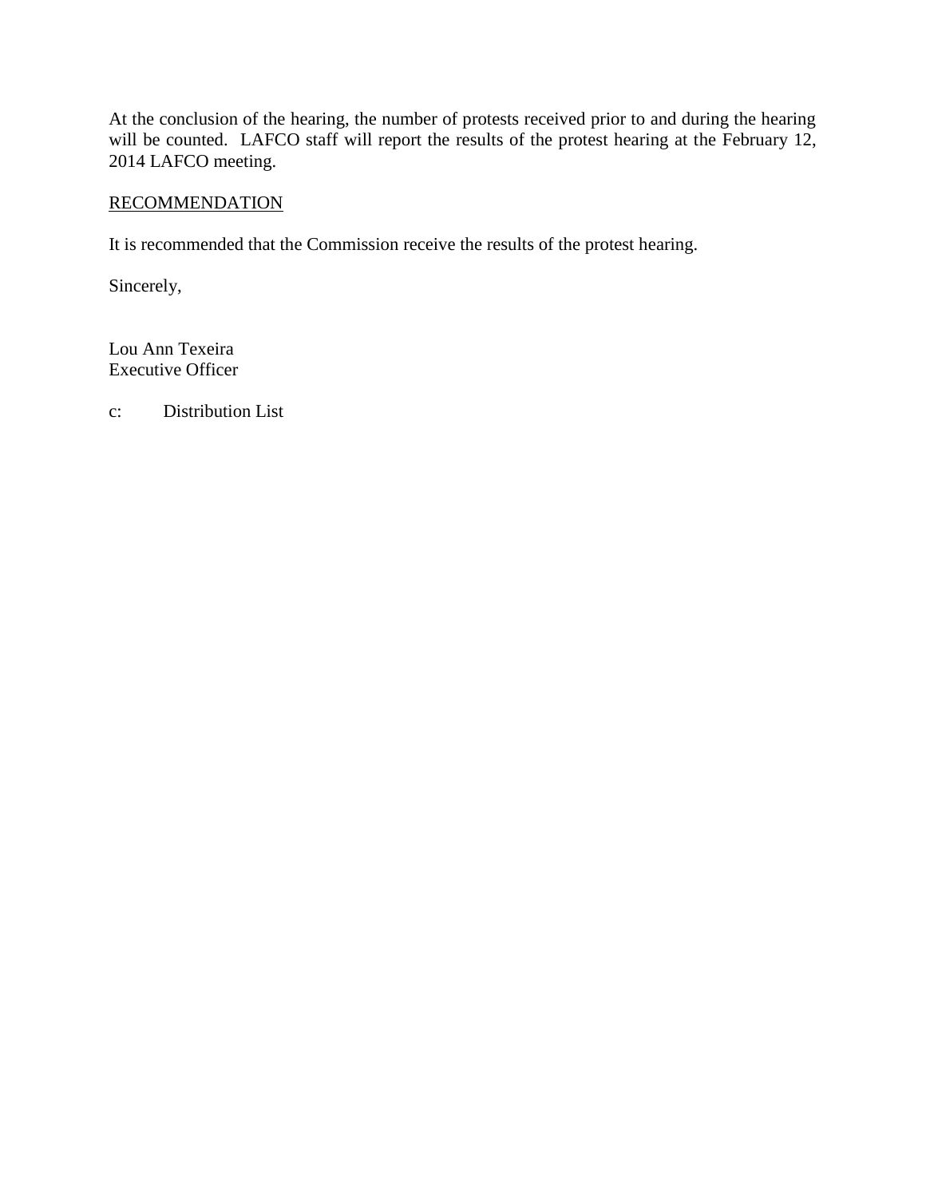At the conclusion of the hearing, the number of protests received prior to and during the hearing will be counted. LAFCO staff will report the results of the protest hearing at the February 12, 2014 LAFCO meeting.

<u>RECOMMENDATION</u>

It is recommended that the Commission receive the results of the protest hearing.

Sincerely,

Lou Ann Texeira  
Executive Officer

c: Distribution List